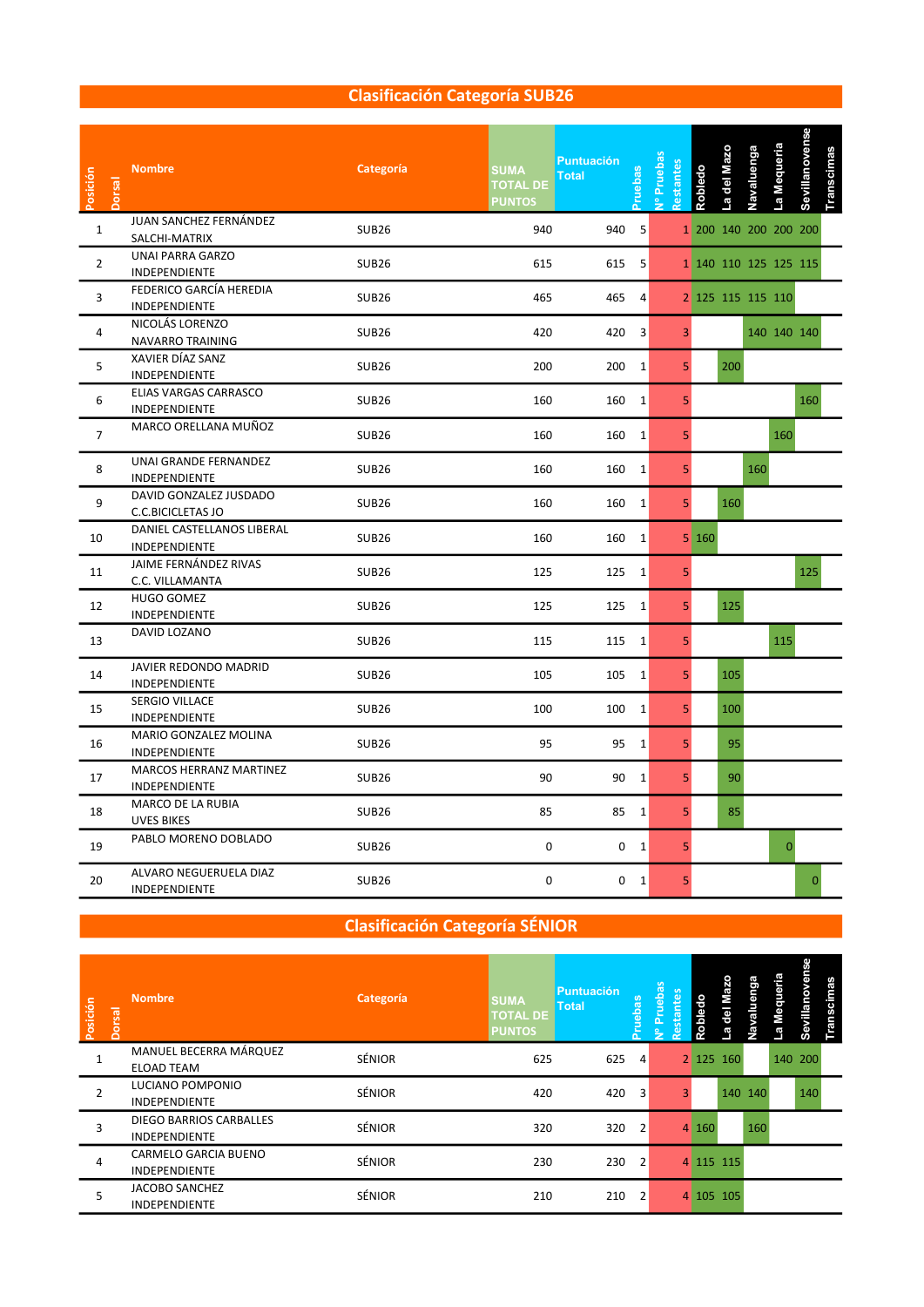## Clasificación Categoría SUB26

| Posición | Dorsal | Nombre | Categoría | SUMA TOTAL DE PUNTOS | Puntuación Total | Pruebas | Nº Pruebas Restantes | Robledo | La del Mazo | Navaluenga | La Mequeria | Sevillanovense | Transcimas |
|---|---|---|---|---|---|---|---|---|---|---|---|---|---|
| 1 | | JUAN SANCHEZ FERNÁNDEZ<br>SALCHI-MATRIX | SUB26 | 940 | 940 | 5 | 1 | 200 | 140 | 200 | 200 | 200 | |
| 2 | | UNAI PARRA GARZO<br>INDEPENDIENTE | SUB26 | 615 | 615 | 5 | 1 | 140 | 110 | 125 | 125 | 115 | |
| 3 | | FEDERICO GARCÍA HEREDIA<br>INDEPENDIENTE | SUB26 | 465 | 465 | 4 | 2 | 125 | 115 | 115 | 110 | | |
| 4 | | NICOLÁS LORENZO<br>NAVARRO TRAINING | SUB26 | 420 | 420 | 3 | 3 | | | 140 | 140 | 140 | |
| 5 | | XAVIER DÍAZ SANZ<br>INDEPENDIENTE | SUB26 | 200 | 200 | 1 | 5 | | 200 | | | | |
| 6 | | ELIAS VARGAS CARRASCO<br>INDEPENDIENTE | SUB26 | 160 | 160 | 1 | 5 | | | | | 160 | |
| 7 | | MARCO ORELLANA MUÑOZ | SUB26 | 160 | 160 | 1 | 5 | | | | 160 | | |
| 8 | | UNAI GRANDE FERNANDEZ<br>INDEPENDIENTE | SUB26 | 160 | 160 | 1 | 5 | | | 160 | | | |
| 9 | | DAVID GONZALEZ JUSDADO<br>C.C.BICICLETAS JO | SUB26 | 160 | 160 | 1 | 5 | | 160 | | | | |
| 10 | | DANIEL CASTELLANOS LIBERAL<br>INDEPENDIENTE | SUB26 | 160 | 160 | 1 | 5 | 160 | | | | | |
| 11 | | JAIME FERNÁNDEZ RIVAS<br>C.C. VILLAMANTA | SUB26 | 125 | 125 | 1 | 5 | | | | | 125 | |
| 12 | | HUGO GOMEZ<br>INDEPENDIENTE | SUB26 | 125 | 125 | 1 | 5 | | 125 | | | | |
| 13 | | DAVID LOZANO | SUB26 | 115 | 115 | 1 | 5 | | | | 115 | | |
| 14 | | JAVIER REDONDO MADRID<br>INDEPENDIENTE | SUB26 | 105 | 105 | 1 | 5 | | 105 | | | | |
| 15 | | SERGIO VILLACE<br>INDEPENDIENTE | SUB26 | 100 | 100 | 1 | 5 | | 100 | | | | |
| 16 | | MARIO GONZALEZ MOLINA<br>INDEPENDIENTE | SUB26 | 95 | 95 | 1 | 5 | | 95 | | | | |
| 17 | | MARCOS HERRANZ MARTINEZ<br>INDEPENDIENTE | SUB26 | 90 | 90 | 1 | 5 | | 90 | | | | |
| 18 | | MARCO DE LA RUBIA<br>UVES BIKES | SUB26 | 85 | 85 | 1 | 5 | | 85 | | | | |
| 19 | | PABLO MORENO DOBLADO | SUB26 | 0 | 0 | 1 | 5 | | | | 0 | | |
| 20 | | ALVARO NEGUERUELA DIAZ<br>INDEPENDIENTE | SUB26 | 0 | 0 | 1 | 5 | | | | | 0 | |

## Clasificación Categoría SÉNIOR

| Posición | Dorsal | Nombre | Categoría | SUMA TOTAL DE PUNTOS | Puntuación Total | Pruebas | Nº Pruebas Restantes | Robledo | La del Mazo | Navaluenga | La Mequeria | Sevillanovense | Transcimas |
|---|---|---|---|---|---|---|---|---|---|---|---|---|---|
| 1 | | MANUEL BECERRA MÁRQUEZ<br>ELOAD TEAM | SÉNIOR | 625 | 625 | 4 | 2 | 125 | 160 | | 140 | 200 | |
| 2 | | LUCIANO POMPONIO<br>INDEPENDIENTE | SÉNIOR | 420 | 420 | 3 | 3 | | 140 | 140 | | 140 | |
| 3 | | DIEGO BARRIOS CARBALLES<br>INDEPENDIENTE | SÉNIOR | 320 | 320 | 2 | 4 | 160 | | 160 | | | |
| 4 | | CARMELO GARCIA BUENO<br>INDEPENDIENTE | SÉNIOR | 230 | 230 | 2 | 4 | 115 | 115 | | | | |
| 5 | | JACOBO SANCHEZ<br>INDEPENDIENTE | SÉNIOR | 210 | 210 | 2 | 4 | 105 | 105 | | | | |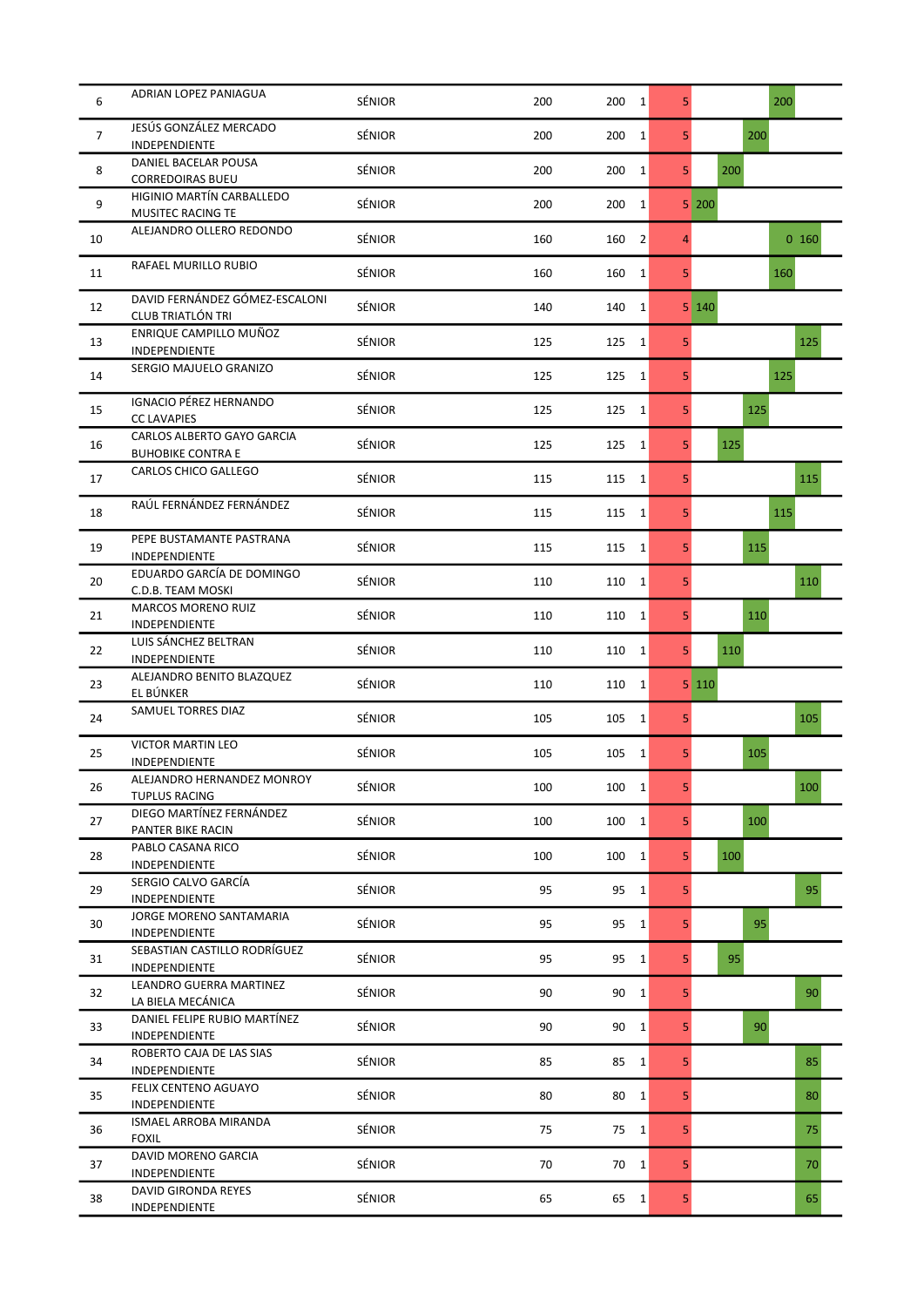| | | | | | | | | | | | |
|---|---|---|---|---|---|---|---|---|---|---|---|
| 6 | ADRIAN LOPEZ PANIAGUA | SÉNIOR | 200 | 200 | 1 | 5 | | | | 200 | |
| 7 | JESÚS GONZÁLEZ MERCADO<br>INDEPENDIENTE | SÉNIOR | 200 | 200 | 1 | 5 | | | 200 | | |
| 8 | DANIEL BACELAR POUSA<br>CORREDOIRAS BUEU | SÉNIOR | 200 | 200 | 1 | 5 | | 200 | | | |
| 9 | HIGINIO MARTÍN CARBALLEDO<br>MUSITEC RACING TE | SÉNIOR | 200 | 200 | 1 | 5 | 200 | | | | |
| 10 | ALEJANDRO OLLERO REDONDO | SÉNIOR | 160 | 160 | 2 | 4 | | | | 0 | 160 |
| 11 | RAFAEL MURILLO RUBIO | SÉNIOR | 160 | 160 | 1 | 5 | | | | 160 | |
| 12 | DAVID FERNÁNDEZ GÓMEZ-ESCALONI<br>CLUB TRIATLÓN TRI | SÉNIOR | 140 | 140 | 1 | 5 | 140 | | | | |
| 13 | ENRIQUE CAMPILLO MUÑOZ<br>INDEPENDIENTE | SÉNIOR | 125 | 125 | 1 | 5 | | | | | 125 |
| 14 | SERGIO MAJUELO GRANIZO | SÉNIOR | 125 | 125 | 1 | 5 | | | | 125 | |
| 15 | IGNACIO PÉREZ HERNANDO<br>CC LAVAPIES | SÉNIOR | 125 | 125 | 1 | 5 | | | 125 | | |
| 16 | CARLOS ALBERTO GAYO GARCIA<br>BUHOBIKE CONTRA E | SÉNIOR | 125 | 125 | 1 | 5 | | 125 | | | |
| 17 | CARLOS CHICO GALLEGO | SÉNIOR | 115 | 115 | 1 | 5 | | | | | 115 |
| 18 | RAÚL FERNÁNDEZ FERNÁNDEZ | SÉNIOR | 115 | 115 | 1 | 5 | | | | 115 | |
| 19 | PEPE BUSTAMANTE PASTRANA<br>INDEPENDIENTE | SÉNIOR | 115 | 115 | 1 | 5 | | | 115 | | |
| 20 | EDUARDO GARCÍA DE DOMINGO<br>C.D.B. TEAM MOSKI | SÉNIOR | 110 | 110 | 1 | 5 | | | | | 110 |
| 21 | MARCOS MORENO RUIZ<br>INDEPENDIENTE | SÉNIOR | 110 | 110 | 1 | 5 | | | 110 | | |
| 22 | LUIS SÁNCHEZ BELTRAN<br>INDEPENDIENTE | SÉNIOR | 110 | 110 | 1 | 5 | | 110 | | | |
| 23 | ALEJANDRO BENITO BLAZQUEZ<br>EL BÚNKER | SÉNIOR | 110 | 110 | 1 | 5 | 110 | | | | |
| 24 | SAMUEL TORRES DIAZ | SÉNIOR | 105 | 105 | 1 | 5 | | | | | 105 |
| 25 | VICTOR MARTIN LEO<br>INDEPENDIENTE | SÉNIOR | 105 | 105 | 1 | 5 | | | 105 | | |
| 26 | ALEJANDRO HERNANDEZ MONROY<br>TUPLUS RACING | SÉNIOR | 100 | 100 | 1 | 5 | | | | | 100 |
| 27 | DIEGO MARTÍNEZ FERNÁNDEZ<br>PANTER BIKE RACIN | SÉNIOR | 100 | 100 | 1 | 5 | | | 100 | | |
| 28 | PABLO CASANA RICO<br>INDEPENDIENTE | SÉNIOR | 100 | 100 | 1 | 5 | | 100 | | | |
| 29 | SERGIO CALVO GARCÍA<br>INDEPENDIENTE | SÉNIOR | 95 | 95 | 1 | 5 | | | | | 95 |
| 30 | JORGE MORENO SANTAMARIA<br>INDEPENDIENTE | SÉNIOR | 95 | 95 | 1 | 5 | | | 95 | | |
| 31 | SEBASTIAN CASTILLO RODRÍGUEZ<br>INDEPENDIENTE | SÉNIOR | 95 | 95 | 1 | 5 | | 95 | | | |
| 32 | LEANDRO GUERRA MARTINEZ<br>LA BIELA MECÁNICA | SÉNIOR | 90 | 90 | 1 | 5 | | | | | 90 |
| 33 | DANIEL FELIPE RUBIO MARTÍNEZ<br>INDEPENDIENTE | SÉNIOR | 90 | 90 | 1 | 5 | | | 90 | | |
| 34 | ROBERTO CAJA DE LAS SIAS<br>INDEPENDIENTE | SÉNIOR | 85 | 85 | 1 | 5 | | | | | 85 |
| 35 | FELIX CENTENO AGUAYO<br>INDEPENDIENTE | SÉNIOR | 80 | 80 | 1 | 5 | | | | | 80 |
| 36 | ISMAEL ARROBA MIRANDA<br>FOXIL | SÉNIOR | 75 | 75 | 1 | 5 | | | | | 75 |
| 37 | DAVID MORENO GARCIA<br>INDEPENDIENTE | SÉNIOR | 70 | 70 | 1 | 5 | | | | | 70 |
| 38 | DAVID GIRONDA REYES<br>INDEPENDIENTE | SÉNIOR | 65 | 65 | 1 | 5 | | | | | 65 |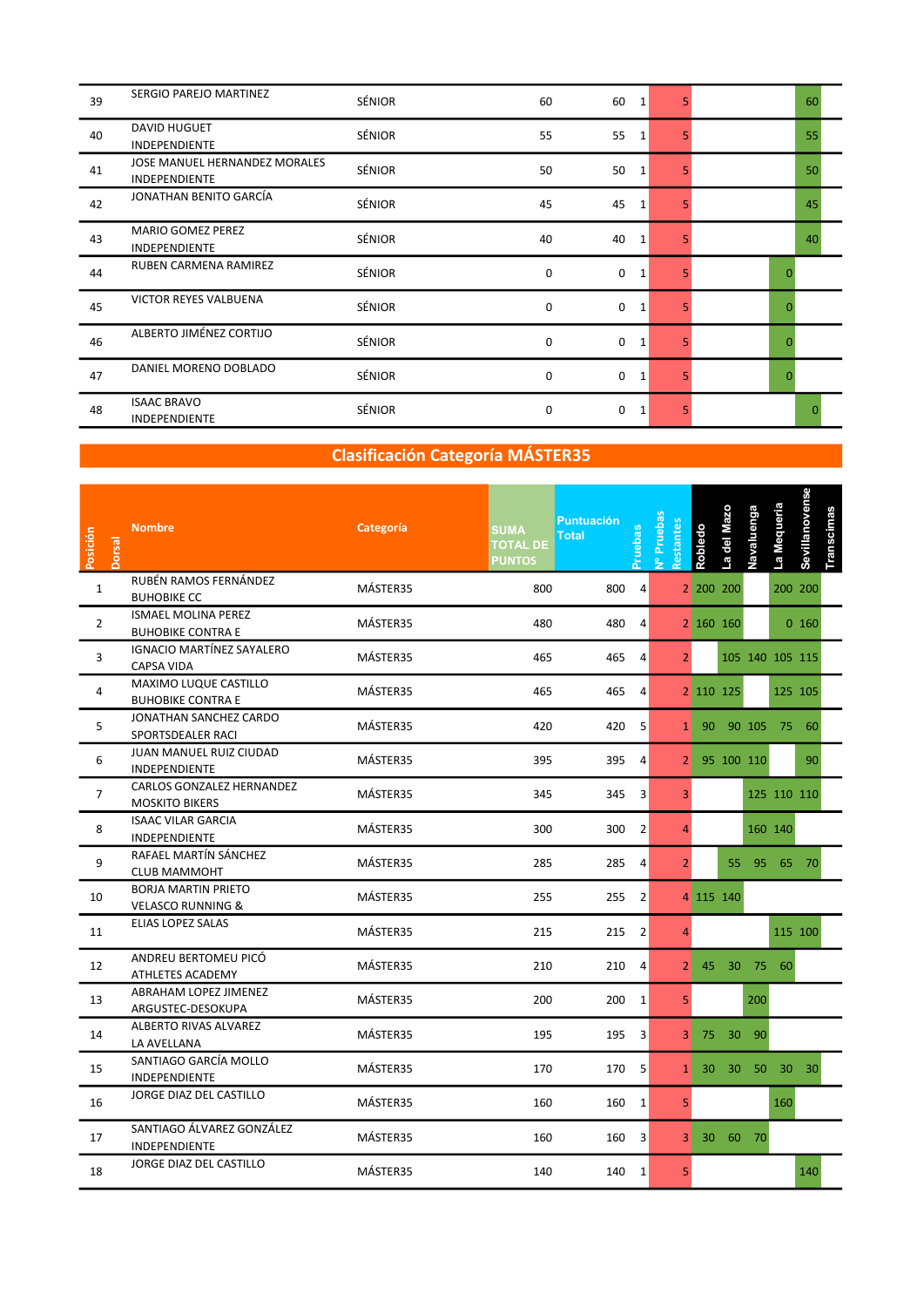| Posición | Dorsal | Nombre | Categoría | SUMA TOTAL DE PUNTOS | Puntuación Total | Pruebas | Nº Pruebas Restantes | Robledo | La del Mazo | Navaluenga | La Mequeria | Sevillanovense | Transcimas |
|---|---|---|---|---|---|---|---|---|---|---|---|---|---|
| 39 | | SERGIO PAREJO MARTINEZ | SÉNIOR | 60 | 60 | 1 | 5 | | | | | 60 | |
| 40 | | DAVID HUGUET<br>INDEPENDIENTE | SÉNIOR | 55 | 55 | 1 | 5 | | | | | 55 | |
| 41 | | JOSE MANUEL HERNANDEZ MORALES<br>INDEPENDIENTE | SÉNIOR | 50 | 50 | 1 | 5 | | | | | 50 | |
| 42 | | JONATHAN BENITO GARCÍA | SÉNIOR | 45 | 45 | 1 | 5 | | | | | 45 | |
| 43 | | MARIO GOMEZ PEREZ<br>INDEPENDIENTE | SÉNIOR | 40 | 40 | 1 | 5 | | | | | 40 | |
| 44 | | RUBEN CARMENA RAMIREZ | SÉNIOR | 0 | 0 | 1 | 5 | | | | 0 | | |
| 45 | | VICTOR REYES VALBUENA | SÉNIOR | 0 | 0 | 1 | 5 | | | | 0 | | |
| 46 | | ALBERTO JIMÉNEZ CORTIJO | SÉNIOR | 0 | 0 | 1 | 5 | | | | 0 | | |
| 47 | | DANIEL MORENO DOBLADO | SÉNIOR | 0 | 0 | 1 | 5 | | | | 0 | | |
| 48 | | ISAAC BRAVO<br>INDEPENDIENTE | SÉNIOR | 0 | 0 | 1 | 5 | | | | | 0 | |

## Clasificación Categoría MÁSTER35

| Posición | Dorsal | Nombre | Categoría | SUMA TOTAL DE PUNTOS | Puntuación Total | Pruebas | Nº Pruebas Restantes | Robledo | La del Mazo | Navaluenga | La Mequeria | Sevillanovense | Transcimas |
|---|---|---|---|---|---|---|---|---|---|---|---|---|---|
| 1 | | RUBÉN RAMOS FERNÁNDEZ<br>BUHOBIKE CC | MÁSTER35 | 800 | 800 | 4 | 2 | 200 | 200 | | 200 | 200 | |
| 2 | | ISMAEL MOLINA PEREZ<br>BUHOBIKE CONTRA E | MÁSTER35 | 480 | 480 | 4 | 2 | 160 | 160 | | 0 | 160 | |
| 3 | | IGNACIO MARTÍNEZ SAYALERO<br>CAPSA VIDA | MÁSTER35 | 465 | 465 | 4 | 2 | | 105 | 140 | 105 | 115 | |
| 4 | | MAXIMO LUQUE CASTILLO<br>BUHOBIKE CONTRA E | MÁSTER35 | 465 | 465 | 4 | 2 | 110 | 125 | | 125 | 105 | |
| 5 | | JONATHAN SANCHEZ CARDO<br>SPORTSDEALER RACI | MÁSTER35 | 420 | 420 | 5 | 1 | 90 | 90 | 105 | 75 | 60 | |
| 6 | | JUAN MANUEL RUIZ CIUDAD<br>INDEPENDIENTE | MÁSTER35 | 395 | 395 | 4 | 2 | 95 | 100 | 110 | | 90 | |
| 7 | | CARLOS GONZALEZ HERNANDEZ<br>MOSKITO BIKERS | MÁSTER35 | 345 | 345 | 3 | 3 | | | 125 | 110 | 110 | |
| 8 | | ISAAC VILAR GARCIA<br>INDEPENDIENTE | MÁSTER35 | 300 | 300 | 2 | 4 | | | 160 | 140 | | |
| 9 | | RAFAEL MARTÍN SÁNCHEZ<br>CLUB MAMMOHT | MÁSTER35 | 285 | 285 | 4 | 2 | | 55 | 95 | 65 | 70 | |
| 10 | | BORJA MARTIN PRIETO<br>VELASCO RUNNING & | MÁSTER35 | 255 | 255 | 2 | 4 | 115 | 140 | | | | |
| 11 | | ELIAS LOPEZ SALAS | MÁSTER35 | 215 | 215 | 2 | 4 | | | | 115 | 100 | |
| 12 | | ANDREU BERTOMEU PICÓ<br>ATHLETES ACADEMY | MÁSTER35 | 210 | 210 | 4 | 2 | 45 | 30 | 75 | 60 | | |
| 13 | | ABRAHAM LOPEZ JIMENEZ<br>ARGUSTEC-DESOKUPA | MÁSTER35 | 200 | 200 | 1 | 5 | | | 200 | | | |
| 14 | | ALBERTO RIVAS ALVAREZ<br>LA AVELLANA | MÁSTER35 | 195 | 195 | 3 | 3 | 75 | 30 | 90 | | | |
| 15 | | SANTIAGO GARCÍA MOLLO<br>INDEPENDIENTE | MÁSTER35 | 170 | 170 | 5 | 1 | 30 | 30 | 50 | 30 | 30 | |
| 16 | | JORGE DIAZ DEL CASTILLO | MÁSTER35 | 160 | 160 | 1 | 5 | | | | 160 | | |
| 17 | | SANTIAGO ÁLVAREZ GONZÁLEZ<br>INDEPENDIENTE | MÁSTER35 | 160 | 160 | 3 | 3 | 30 | 60 | 70 | | | |
| 18 | | JORGE DIAZ DEL CASTILLO | MÁSTER35 | 140 | 140 | 1 | 5 | | | | | 140 | |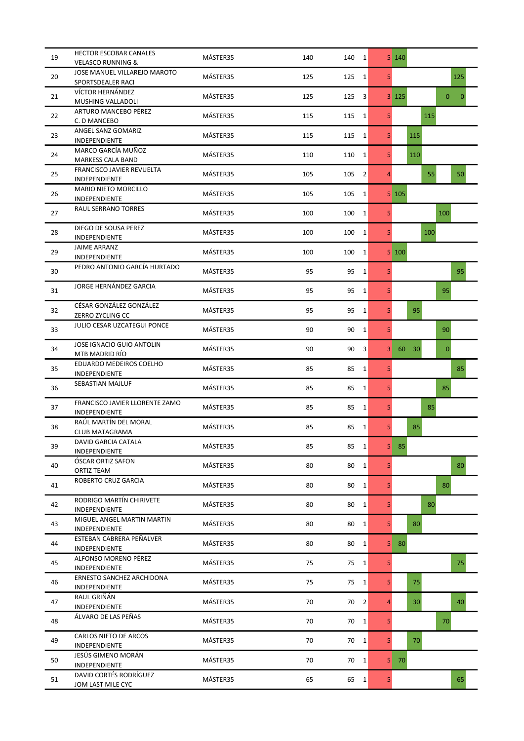| | | | | | | | | | | | |
|---|---|---|---|---|---|---|---|---|---|---|---|
| 19 | HECTOR ESCOBAR CANALES<br>VELASCO RUNNING & | MÁSTER35 | 140 | 140 | 1 | 5 | 140 | | | | |
| 20 | JOSE MANUEL VILLAREJO MAROTO<br>SPORTSDEALER RACI | MÁSTER35 | 125 | 125 | 1 | 5 | | | | | 125 |
| 21 | VÍCTOR HERNÁNDEZ<br>MUSHING VALLADOLI | MÁSTER35 | 125 | 125 | 3 | 3 | 125 | | | 0 | 0 |
| 22 | ARTURO MANCEBO PÉREZ<br>C. D MANCEBO | MÁSTER35 | 115 | 115 | 1 | 5 | | | 115 | | |
| 23 | ANGEL SANZ GOMARIZ<br>INDEPENDIENTE | MÁSTER35 | 115 | 115 | 1 | 5 | | 115 | | | |
| 24 | MARCO GARCÍA MUÑOZ<br>MARKESS CALA BAND | MÁSTER35 | 110 | 110 | 1 | 5 | | 110 | | | |
| 25 | FRANCISCO JAVIER REVUELTA<br>INDEPENDIENTE | MÁSTER35 | 105 | 105 | 2 | 4 | | | 55 | | 50 |
| 26 | MARIO NIETO MORCILLO<br>INDEPENDIENTE | MÁSTER35 | 105 | 105 | 1 | 5 | 105 | | | | |
| 27 | RAUL SERRANO TORRES | MÁSTER35 | 100 | 100 | 1 | 5 | | | | 100 | |
| 28 | DIEGO DE SOUSA PEREZ<br>INDEPENDIENTE | MÁSTER35 | 100 | 100 | 1 | 5 | | | 100 | | |
| 29 | JAIME ARRANZ<br>INDEPENDIENTE | MÁSTER35 | 100 | 100 | 1 | 5 | 100 | | | | |
| 30 | PEDRO ANTONIO GARCÍA HURTADO | MÁSTER35 | 95 | 95 | 1 | 5 | | | | | 95 |
| 31 | JORGE HERNÁNDEZ GARCIA | MÁSTER35 | 95 | 95 | 1 | 5 | | | | 95 | |
| 32 | CÉSAR GONZÁLEZ GONZÁLEZ<br>ZERRO ZYCLING CC | MÁSTER35 | 95 | 95 | 1 | 5 | | 95 | | | |
| 33 | JULIO CESAR UZCATEGUI PONCE | MÁSTER35 | 90 | 90 | 1 | 5 | | | | 90 | |
| 34 | JOSE IGNACIO GUIO ANTOLIN<br>MTB MADRID RÍO | MÁSTER35 | 90 | 90 | 3 | 3 | 60 | 30 | | 0 | |
| 35 | EDUARDO MEDEIROS COELHO<br>INDEPENDIENTE | MÁSTER35 | 85 | 85 | 1 | 5 | | | | | 85 |
| 36 | SEBASTIAN MAJLUF | MÁSTER35 | 85 | 85 | 1 | 5 | | | | 85 | |
| 37 | FRANCISCO JAVIER LLORENTE ZAMO<br>INDEPENDIENTE | MÁSTER35 | 85 | 85 | 1 | 5 | | | 85 | | |
| 38 | RAÚL MARTÍN DEL MORAL<br>CLUB MATAGRAMA | MÁSTER35 | 85 | 85 | 1 | 5 | | 85 | | | |
| 39 | DAVID GARCIA CATALA<br>INDEPENDIENTE | MÁSTER35 | 85 | 85 | 1 | 5 | 85 | | | | |
| 40 | ÓSCAR ORTIZ SAFON<br>ORTIZ TEAM | MÁSTER35 | 80 | 80 | 1 | 5 | | | | | 80 |
| 41 | ROBERTO CRUZ GARCIA | MÁSTER35 | 80 | 80 | 1 | 5 | | | | 80 | |
| 42 | RODRIGO MARTÍN CHIRIVETE<br>INDEPENDIENTE | MÁSTER35 | 80 | 80 | 1 | 5 | | | 80 | | |
| 43 | MIGUEL ANGEL MARTIN MARTIN<br>INDEPENDIENTE | MÁSTER35 | 80 | 80 | 1 | 5 | | 80 | | | |
| 44 | ESTEBAN CABRERA PEÑALVER<br>INDEPENDIENTE | MÁSTER35 | 80 | 80 | 1 | 5 | 80 | | | | |
| 45 | ALFONSO MORENO PÉREZ<br>INDEPENDIENTE | MÁSTER35 | 75 | 75 | 1 | 5 | | | | | 75 |
| 46 | ERNESTO SANCHEZ ARCHIDONA<br>INDEPENDIENTE | MÁSTER35 | 75 | 75 | 1 | 5 | | 75 | | | |
| 47 | RAUL GRIÑÁN<br>INDEPENDIENTE | MÁSTER35 | 70 | 70 | 2 | 4 | | 30 | | | 40 |
| 48 | ÁLVARO DE LAS PEÑAS | MÁSTER35 | 70 | 70 | 1 | 5 | | | | 70 | |
| 49 | CARLOS NIETO DE ARCOS<br>INDEPENDIENTE | MÁSTER35 | 70 | 70 | 1 | 5 | | 70 | | | |
| 50 | JESÚS GIMENO MORÁN<br>INDEPENDIENTE | MÁSTER35 | 70 | 70 | 1 | 5 | 70 | | | | |
| 51 | DAVID CORTÉS RODRÍGUEZ<br>JOM LAST MILE CYC | MÁSTER35 | 65 | 65 | 1 | 5 | | | | | 65 |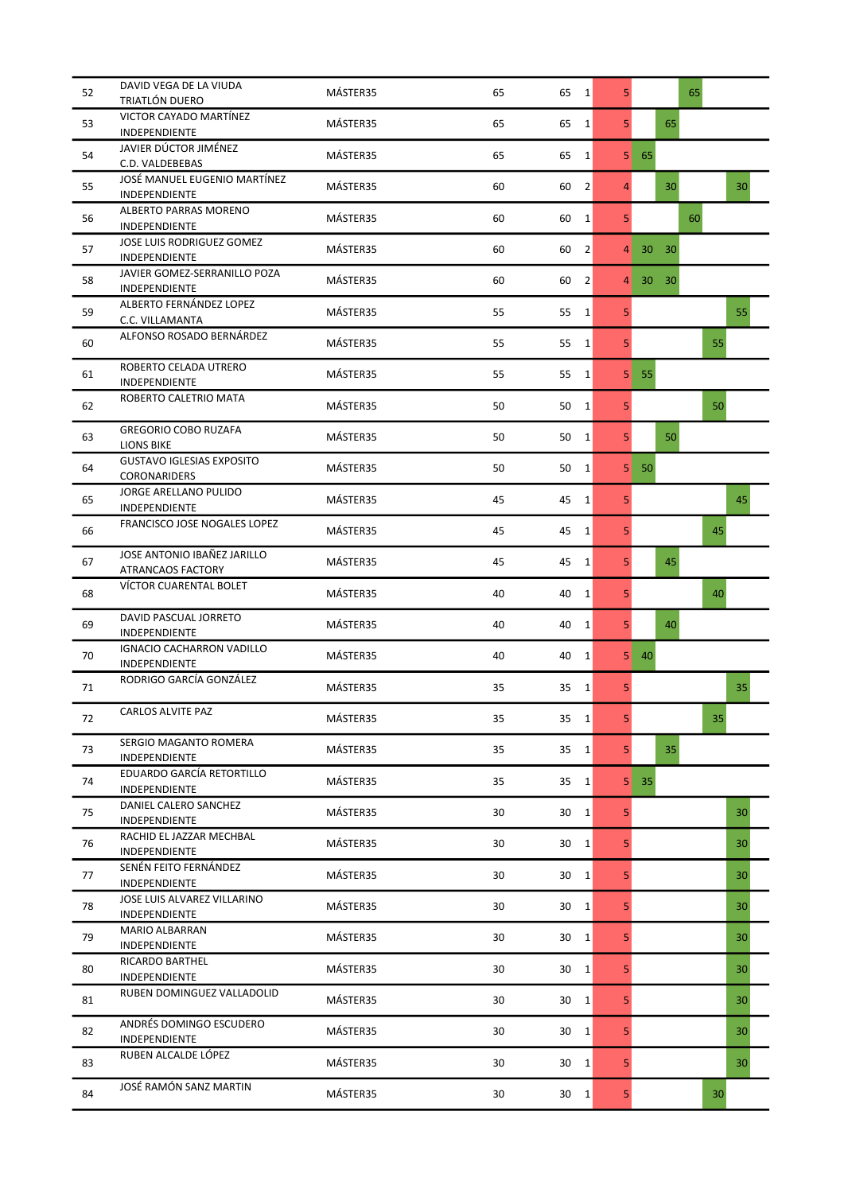| | | | | | | | | | | | |
|---|---|---|---|---|---|---|---|---|---|---|---|
| 52 | DAVID VEGA DE LA VIUDA<br>TRIATLÓN DUERO | MÁSTER35 | 65 | 65 | 1 | 5 | | | 65 | | |
| 53 | VICTOR CAYADO MARTÍNEZ<br>INDEPENDIENTE | MÁSTER35 | 65 | 65 | 1 | 5 | | 65 | | | |
| 54 | JAVIER DÚCTOR JIMÉNEZ<br>C.D. VALDEBEBAS | MÁSTER35 | 65 | 65 | 1 | 5 | 65 | | | | |
| 55 | JOSÉ MANUEL EUGENIO MARTÍNEZ<br>INDEPENDIENTE | MÁSTER35 | 60 | 60 | 2 | 4 | | 30 | | | 30 |
| 56 | ALBERTO PARRAS MORENO<br>INDEPENDIENTE | MÁSTER35 | 60 | 60 | 1 | 5 | | | 60 | | |
| 57 | JOSE LUIS RODRIGUEZ GOMEZ<br>INDEPENDIENTE | MÁSTER35 | 60 | 60 | 2 | 4 | 30 | 30 | | | |
| 58 | JAVIER GOMEZ-SERRANILLO POZA<br>INDEPENDIENTE | MÁSTER35 | 60 | 60 | 2 | 4 | 30 | 30 | | | |
| 59 | ALBERTO FERNÁNDEZ LOPEZ<br>C.C. VILLAMANTA | MÁSTER35 | 55 | 55 | 1 | 5 | | | | | 55 |
| 60 | ALFONSO ROSADO BERNÁRDEZ | MÁSTER35 | 55 | 55 | 1 | 5 | | | | 55 | |
| 61 | ROBERTO CELADA UTRERO<br>INDEPENDIENTE | MÁSTER35 | 55 | 55 | 1 | 5 | 55 | | | | |
| 62 | ROBERTO CALETRIO MATA | MÁSTER35 | 50 | 50 | 1 | 5 | | | | 50 | |
| 63 | GREGORIO COBO RUZAFA<br>LIONS BIKE | MÁSTER35 | 50 | 50 | 1 | 5 | | 50 | | | |
| 64 | GUSTAVO IGLESIAS EXPOSITO<br>CORONARIDERS | MÁSTER35 | 50 | 50 | 1 | 5 | 50 | | | | |
| 65 | JORGE ARELLANO PULIDO<br>INDEPENDIENTE | MÁSTER35 | 45 | 45 | 1 | 5 | | | | | 45 |
| 66 | FRANCISCO JOSE NOGALES LOPEZ | MÁSTER35 | 45 | 45 | 1 | 5 | | | | 45 | |
| 67 | JOSE ANTONIO IBAÑEZ JARILLO<br>ATRANCAOS FACTORY | MÁSTER35 | 45 | 45 | 1 | 5 | | 45 | | | |
| 68 | VÍCTOR CUARENTAL BOLET | MÁSTER35 | 40 | 40 | 1 | 5 | | | | 40 | |
| 69 | DAVID PASCUAL JORRETO<br>INDEPENDIENTE | MÁSTER35 | 40 | 40 | 1 | 5 | | 40 | | | |
| 70 | IGNACIO CACHARRON VADILLO<br>INDEPENDIENTE | MÁSTER35 | 40 | 40 | 1 | 5 | 40 | | | | |
| 71 | RODRIGO GARCÍA GONZÁLEZ | MÁSTER35 | 35 | 35 | 1 | 5 | | | | | 35 |
| 72 | CARLOS ALVITE PAZ | MÁSTER35 | 35 | 35 | 1 | 5 | | | | 35 | |
| 73 | SERGIO MAGANTO ROMERA<br>INDEPENDIENTE | MÁSTER35 | 35 | 35 | 1 | 5 | | 35 | | | |
| 74 | EDUARDO GARCÍA RETORTILLO<br>INDEPENDIENTE | MÁSTER35 | 35 | 35 | 1 | 5 | 35 | | | | |
| 75 | DANIEL CALERO SANCHEZ<br>INDEPENDIENTE | MÁSTER35 | 30 | 30 | 1 | 5 | | | | | 30 |
| 76 | RACHID EL JAZZAR MECHBAL<br>INDEPENDIENTE | MÁSTER35 | 30 | 30 | 1 | 5 | | | | | 30 |
| 77 | SENÉN FEITO FERNÁNDEZ<br>INDEPENDIENTE | MÁSTER35 | 30 | 30 | 1 | 5 | | | | | 30 |
| 78 | JOSE LUIS ALVAREZ VILLARINO<br>INDEPENDIENTE | MÁSTER35 | 30 | 30 | 1 | 5 | | | | | 30 |
| 79 | MARIO ALBARRAN<br>INDEPENDIENTE | MÁSTER35 | 30 | 30 | 1 | 5 | | | | | 30 |
| 80 | RICARDO BARTHEL<br>INDEPENDIENTE | MÁSTER35 | 30 | 30 | 1 | 5 | | | | | 30 |
| 81 | RUBEN DOMINGUEZ VALLADOLID | MÁSTER35 | 30 | 30 | 1 | 5 | | | | | 30 |
| 82 | ANDRÉS DOMINGO ESCUDERO<br>INDEPENDIENTE | MÁSTER35 | 30 | 30 | 1 | 5 | | | | | 30 |
| 83 | RUBEN ALCALDE LÓPEZ | MÁSTER35 | 30 | 30 | 1 | 5 | | | | | 30 |
| 84 | JOSÉ RAMÓN SANZ MARTIN | MÁSTER35 | 30 | 30 | 1 | 5 | | | | 30 | |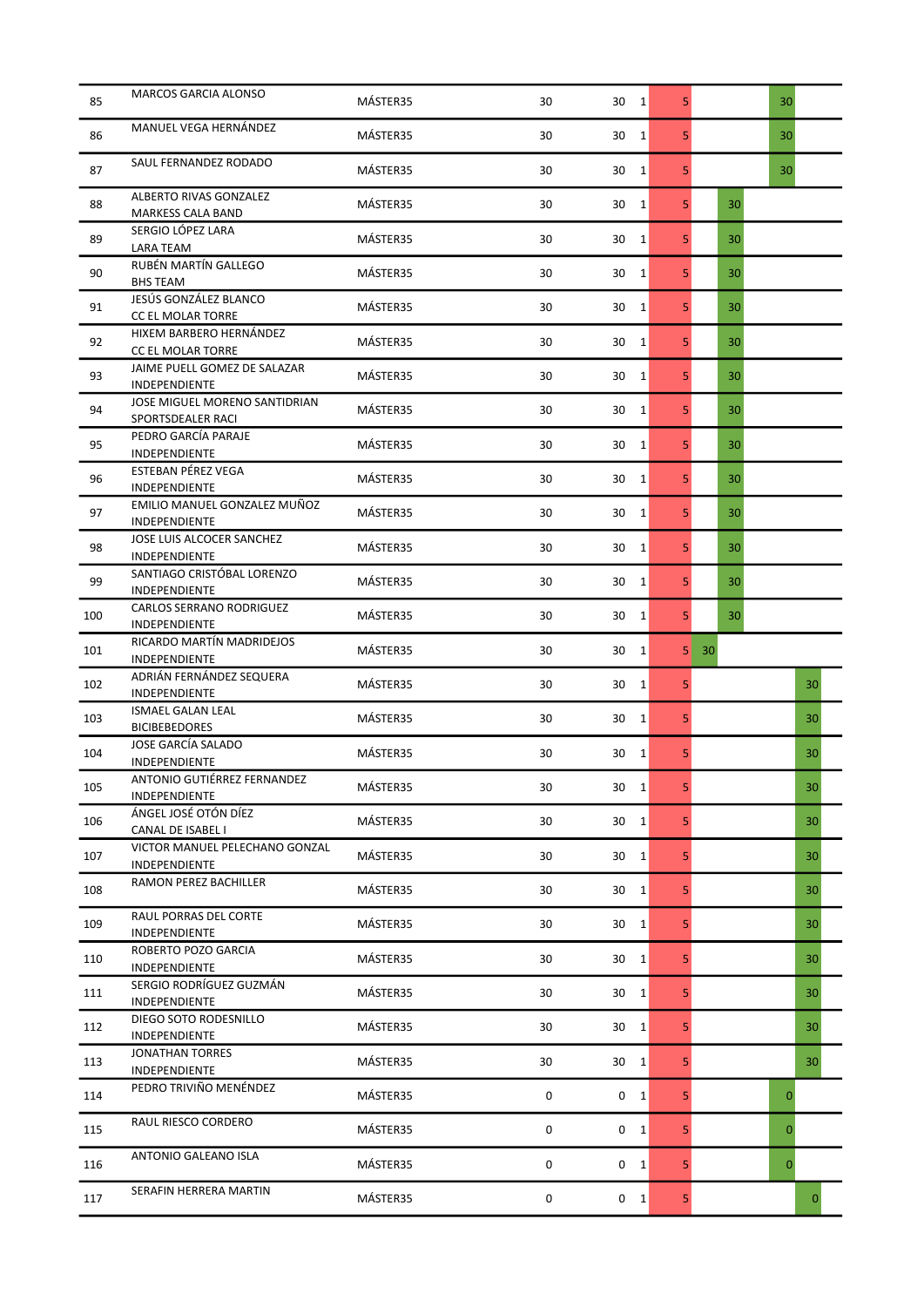| | | | | | | | | | | |
|---|---|---|---|---|---|---|---|---|---|---|
| 85 | MARCOS GARCIA ALONSO | MÁSTER35 | 30 | 30 | 1 | 5 | | | 30 | |
| 86 | MANUEL VEGA HERNÁNDEZ | MÁSTER35 | 30 | 30 | 1 | 5 | | | 30 | |
| 87 | SAUL FERNANDEZ RODADO | MÁSTER35 | 30 | 30 | 1 | 5 | | | 30 | |
| 88 | ALBERTO RIVAS GONZALEZ<br>MARKESS CALA BAND | MÁSTER35 | 30 | 30 | 1 | 5 | | 30 | | |
| 89 | SERGIO LÓPEZ LARA<br>LARA TEAM | MÁSTER35 | 30 | 30 | 1 | 5 | | 30 | | |
| 90 | RUBÉN MARTÍN GALLEGO<br>BHS TEAM | MÁSTER35 | 30 | 30 | 1 | 5 | | 30 | | |
| 91 | JESÚS GONZÁLEZ BLANCO<br>CC EL MOLAR TORRE | MÁSTER35 | 30 | 30 | 1 | 5 | | 30 | | |
| 92 | HIXEM BARBERO HERNÁNDEZ<br>CC EL MOLAR TORRE | MÁSTER35 | 30 | 30 | 1 | 5 | | 30 | | |
| 93 | JAIME PUELL GOMEZ DE SALAZAR<br>INDEPENDIENTE | MÁSTER35 | 30 | 30 | 1 | 5 | | 30 | | |
| 94 | JOSE MIGUEL MORENO SANTIDRIAN<br>SPORTSDEALER RACI | MÁSTER35 | 30 | 30 | 1 | 5 | | 30 | | |
| 95 | PEDRO GARCÍA PARAJE<br>INDEPENDIENTE | MÁSTER35 | 30 | 30 | 1 | 5 | | 30 | | |
| 96 | ESTEBAN PÉREZ VEGA<br>INDEPENDIENTE | MÁSTER35 | 30 | 30 | 1 | 5 | | 30 | | |
| 97 | EMILIO MANUEL GONZALEZ MUÑOZ<br>INDEPENDIENTE | MÁSTER35 | 30 | 30 | 1 | 5 | | 30 | | |
| 98 | JOSE LUIS ALCOCER SANCHEZ<br>INDEPENDIENTE | MÁSTER35 | 30 | 30 | 1 | 5 | | 30 | | |
| 99 | SANTIAGO CRISTÓBAL LORENZO<br>INDEPENDIENTE | MÁSTER35 | 30 | 30 | 1 | 5 | | 30 | | |
| 100 | CARLOS SERRANO RODRIGUEZ<br>INDEPENDIENTE | MÁSTER35 | 30 | 30 | 1 | 5 | | 30 | | |
| 101 | RICARDO MARTÍN MADRIDEJOS<br>INDEPENDIENTE | MÁSTER35 | 30 | 30 | 1 | 5 | 30 | | | |
| 102 | ADRIÁN FERNÁNDEZ SEQUERA<br>INDEPENDIENTE | MÁSTER35 | 30 | 30 | 1 | 5 | | | | 30 |
| 103 | ISMAEL GALAN LEAL<br>BICIBEBEDORES | MÁSTER35 | 30 | 30 | 1 | 5 | | | | 30 |
| 104 | JOSE GARCÍA SALADO<br>INDEPENDIENTE | MÁSTER35 | 30 | 30 | 1 | 5 | | | | 30 |
| 105 | ANTONIO GUTIÉRREZ FERNANDEZ<br>INDEPENDIENTE | MÁSTER35 | 30 | 30 | 1 | 5 | | | | 30 |
| 106 | ÁNGEL JOSÉ OTÓN DÍEZ<br>CANAL DE ISABEL I | MÁSTER35 | 30 | 30 | 1 | 5 | | | | 30 |
| 107 | VICTOR MANUEL PELECHANO GONZAL<br>INDEPENDIENTE | MÁSTER35 | 30 | 30 | 1 | 5 | | | | 30 |
| 108 | RAMON PEREZ BACHILLER | MÁSTER35 | 30 | 30 | 1 | 5 | | | | 30 |
| 109 | RAUL PORRAS DEL CORTE<br>INDEPENDIENTE | MÁSTER35 | 30 | 30 | 1 | 5 | | | | 30 |
| 110 | ROBERTO POZO GARCIA<br>INDEPENDIENTE | MÁSTER35 | 30 | 30 | 1 | 5 | | | | 30 |
| 111 | SERGIO RODRÍGUEZ GUZMÁN<br>INDEPENDIENTE | MÁSTER35 | 30 | 30 | 1 | 5 | | | | 30 |
| 112 | DIEGO SOTO RODESNILLO<br>INDEPENDIENTE | MÁSTER35 | 30 | 30 | 1 | 5 | | | | 30 |
| 113 | JONATHAN TORRES<br>INDEPENDIENTE | MÁSTER35 | 30 | 30 | 1 | 5 | | | | 30 |
| 114 | PEDRO TRIVIÑO MENÉNDEZ | MÁSTER35 | 0 | 0 | 1 | 5 | | | 0 | |
| 115 | RAUL RIESCO CORDERO | MÁSTER35 | 0 | 0 | 1 | 5 | | | 0 | |
| 116 | ANTONIO GALEANO ISLA | MÁSTER35 | 0 | 0 | 1 | 5 | | | 0 | |
| 117 | SERAFIN HERRERA MARTIN | MÁSTER35 | 0 | 0 | 1 | 5 | | | | 0 |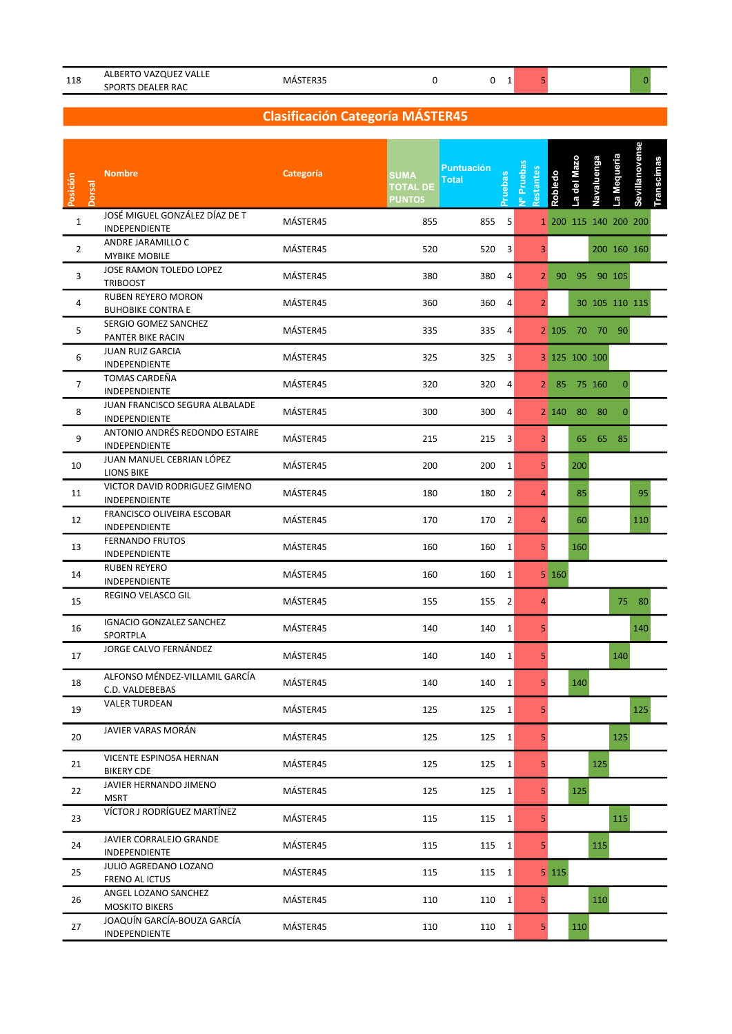| Posición | Dorsal | Nombre | Categoría | SUMA TOTAL DE PUNTOS | Puntuación Total | Pruebas | Nº Pruebas Restantes | Robledo | La del Mazo | Navaluenga | La Mequeria | Sevillanovense | Transcimas |
|---|---|---|---|---|---|---|---|---|---|---|---|---|---|
| 118 | | ALBERTO VAZQUEZ VALLE SPORTS DEALER RAC | MÁSTER35 | 0 | 0 | 1 | 5 | | | | | 0 | |

## Clasificación Categoría MÁSTER45

| Posición | Dorsal | Nombre | Categoría | SUMA TOTAL DE PUNTOS | Puntuación Total | Pruebas | Nº Pruebas Restantes | Robledo | La del Mazo | Navaluenga | La Mequeria | Sevillanovense | Transcimas |
|---|---|---|---|---|---|---|---|---|---|---|---|---|---|
| 1 | | JOSÉ MIGUEL GONZÁLEZ DÍAZ DE T INDEPENDIENTE | MÁSTER45 | 855 | 855 | 5 | 1 | 200 | 115 | 140 | 200 | 200 | |
| 2 | | ANDRE JARAMILLO C MYBIKE MOBILE | MÁSTER45 | 520 | 520 | 3 | 3 | | | 200 | 160 | 160 | |
| 3 | | JOSE RAMON TOLEDO LOPEZ TRIBOOST | MÁSTER45 | 380 | 380 | 4 | 2 | 90 | 95 | 90 | 105 | | |
| 4 | | RUBEN REYERO MORON BUHOBIKE CONTRA E | MÁSTER45 | 360 | 360 | 4 | 2 | | 30 | 105 | 110 | 115 | |
| 5 | | SERGIO GOMEZ SANCHEZ PANTER BIKE RACIN | MÁSTER45 | 335 | 335 | 4 | 2 | 105 | 70 | 70 | 90 | | |
| 6 | | JUAN RUIZ GARCIA INDEPENDIENTE | MÁSTER45 | 325 | 325 | 3 | 3 | 125 | 100 | 100 | | | |
| 7 | | TOMAS CARDEÑA INDEPENDIENTE | MÁSTER45 | 320 | 320 | 4 | 2 | 85 | 75 | 160 | 0 | | |
| 8 | | JUAN FRANCISCO SEGURA ALBALADE INDEPENDIENTE | MÁSTER45 | 300 | 300 | 4 | 2 | 140 | 80 | 80 | 0 | | |
| 9 | | ANTONIO ANDRÉS REDONDO ESTAIRE INDEPENDIENTE | MÁSTER45 | 215 | 215 | 3 | 3 | | 65 | 65 | 85 | | |
| 10 | | JUAN MANUEL CEBRIAN LÓPEZ LIONS BIKE | MÁSTER45 | 200 | 200 | 1 | 5 | | 200 | | | | |
| 11 | | VICTOR DAVID RODRIGUEZ GIMENO INDEPENDIENTE | MÁSTER45 | 180 | 180 | 2 | 4 | | 85 | | | 95 | |
| 12 | | FRANCISCO OLIVEIRA ESCOBAR INDEPENDIENTE | MÁSTER45 | 170 | 170 | 2 | 4 | | 60 | | | 110 | |
| 13 | | FERNANDO FRUTOS INDEPENDIENTE | MÁSTER45 | 160 | 160 | 1 | 5 | | 160 | | | | |
| 14 | | RUBEN REYERO INDEPENDIENTE | MÁSTER45 | 160 | 160 | 1 | 5 | 160 | | | | | |
| 15 | | REGINO VELASCO GIL | MÁSTER45 | 155 | 155 | 2 | 4 | | | | 75 | 80 | |
| 16 | | IGNACIO GONZALEZ SANCHEZ SPORTPLA | MÁSTER45 | 140 | 140 | 1 | 5 | | | | | 140 | |
| 17 | | JORGE CALVO FERNÁNDEZ | MÁSTER45 | 140 | 140 | 1 | 5 | | | | 140 | | |
| 18 | | ALFONSO MÉNDEZ-VILLAMIL GARCÍA C.D. VALDEBEBAS | MÁSTER45 | 140 | 140 | 1 | 5 | | 140 | | | | |
| 19 | | VALER TURDEAN | MÁSTER45 | 125 | 125 | 1 | 5 | | | | | 125 | |
| 20 | | JAVIER VARAS MORÁN | MÁSTER45 | 125 | 125 | 1 | 5 | | | | 125 | | |
| 21 | | VICENTE ESPINOSA HERNAN BIKERY CDE | MÁSTER45 | 125 | 125 | 1 | 5 | | | 125 | | | |
| 22 | | JAVIER HERNANDO JIMENO MSRT | MÁSTER45 | 125 | 125 | 1 | 5 | | 125 | | | | |
| 23 | | VÍCTOR J RODRÍGUEZ MARTÍNEZ | MÁSTER45 | 115 | 115 | 1 | 5 | | | | 115 | | |
| 24 | | JAVIER CORRALEJO GRANDE INDEPENDIENTE | MÁSTER45 | 115 | 115 | 1 | 5 | | | 115 | | | |
| 25 | | JULIO AGREDANO LOZANO FRENO AL ICTUS | MÁSTER45 | 115 | 115 | 1 | 5 | 115 | | | | | |
| 26 | | ANGEL LOZANO SANCHEZ MOSKITO BIKERS | MÁSTER45 | 110 | 110 | 1 | 5 | | | 110 | | | |
| 27 | | JOAQUÍN GARCÍA-BOUZA GARCÍA INDEPENDIENTE | MÁSTER45 | 110 | 110 | 1 | 5 | | 110 | | | | |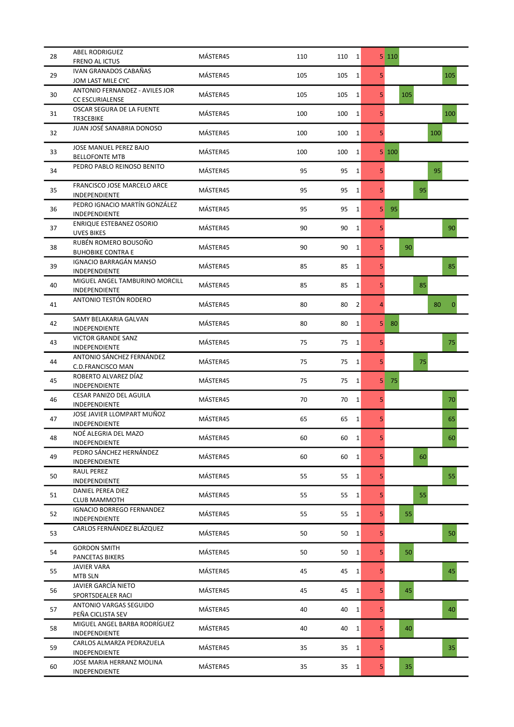| | | | | | | | | | | | |
|---|---|---|---|---|---|---|---|---|---|---|---|
| 28 | ABEL RODRIGUEZ<br>FRENO AL ICTUS | MÁSTER45 | 110 | 110 | 1 | 5 | 110 | | | | |
| 29 | IVAN GRANADOS CABAÑAS<br>JOM LAST MILE CYC | MÁSTER45 | 105 | 105 | 1 | 5 | | | | | 105 |
| 30 | ANTONIO FERNANDEZ - AVILES JOR<br>CC ESCURIALENSE | MÁSTER45 | 105 | 105 | 1 | 5 | | 105 | | | |
| 31 | OSCAR SEGURA DE LA FUENTE<br>TR3CEBIKE | MÁSTER45 | 100 | 100 | 1 | 5 | | | | | 100 |
| 32 | JUAN JOSÉ SANABRIA DONOSO | MÁSTER45 | 100 | 100 | 1 | 5 | | | | 100 | |
| 33 | JOSE MANUEL PEREZ BAJO<br>BELLOFONTE MTB | MÁSTER45 | 100 | 100 | 1 | 5 | 100 | | | | |
| 34 | PEDRO PABLO REINOSO BENITO | MÁSTER45 | 95 | 95 | 1 | 5 | | | | 95 | |
| 35 | FRANCISCO JOSE MARCELO ARCE<br>INDEPENDIENTE | MÁSTER45 | 95 | 95 | 1 | 5 | | | 95 | | |
| 36 | PEDRO IGNACIO MARTÍN GONZÁLEZ<br>INDEPENDIENTE | MÁSTER45 | 95 | 95 | 1 | 5 | 95 | | | | |
| 37 | ENRIQUE ESTEBANEZ OSORIO<br>UVES BIKES | MÁSTER45 | 90 | 90 | 1 | 5 | | | | | 90 |
| 38 | RUBÉN ROMERO BOUSOÑO<br>BUHOBIKE CONTRA E | MÁSTER45 | 90 | 90 | 1 | 5 | | 90 | | | |
| 39 | IGNACIO BARRAGÁN MANSO<br>INDEPENDIENTE | MÁSTER45 | 85 | 85 | 1 | 5 | | | | | 85 |
| 40 | MIGUEL ANGEL TAMBURINO MORCILL<br>INDEPENDIENTE | MÁSTER45 | 85 | 85 | 1 | 5 | | | 85 | | |
| 41 | ANTONIO TESTÓN RODERO | MÁSTER45 | 80 | 80 | 2 | 4 | | | | 80 | 0 |
| 42 | SAMY BELAKARIA GALVAN<br>INDEPENDIENTE | MÁSTER45 | 80 | 80 | 1 | 5 | 80 | | | | |
| 43 | VICTOR GRANDE SANZ<br>INDEPENDIENTE | MÁSTER45 | 75 | 75 | 1 | 5 | | | | | 75 |
| 44 | ANTONIO SÁNCHEZ FERNÁNDEZ<br>C.D.FRANCISCO MAN | MÁSTER45 | 75 | 75 | 1 | 5 | | | 75 | | |
| 45 | ROBERTO ALVAREZ DÍAZ<br>INDEPENDIENTE | MÁSTER45 | 75 | 75 | 1 | 5 | 75 | | | | |
| 46 | CESAR PANIZO DEL AGUILA<br>INDEPENDIENTE | MÁSTER45 | 70 | 70 | 1 | 5 | | | | | 70 |
| 47 | JOSE JAVIER LLOMPART MUÑOZ<br>INDEPENDIENTE | MÁSTER45 | 65 | 65 | 1 | 5 | | | | | 65 |
| 48 | NOÉ ALEGRIA DEL MAZO<br>INDEPENDIENTE | MÁSTER45 | 60 | 60 | 1 | 5 | | | | | 60 |
| 49 | PEDRO SÁNCHEZ HERNÁNDEZ<br>INDEPENDIENTE | MÁSTER45 | 60 | 60 | 1 | 5 | | | 60 | | |
| 50 | RAUL PEREZ<br>INDEPENDIENTE | MÁSTER45 | 55 | 55 | 1 | 5 | | | | | 55 |
| 51 | DANIEL PEREA DIEZ<br>CLUB MAMMOTH | MÁSTER45 | 55 | 55 | 1 | 5 | | | 55 | | |
| 52 | IGNACIO BORREGO FERNANDEZ<br>INDEPENDIENTE | MÁSTER45 | 55 | 55 | 1 | 5 | | 55 | | | |
| 53 | CARLOS FERNÁNDEZ BLÁZQUEZ | MÁSTER45 | 50 | 50 | 1 | 5 | | | | | 50 |
| 54 | GORDON SMITH<br>PANCETAS BIKERS | MÁSTER45 | 50 | 50 | 1 | 5 | | 50 | | | |
| 55 | JAVIER VARA<br>MTB SLN | MÁSTER45 | 45 | 45 | 1 | 5 | | | | | 45 |
| 56 | JAVIER GARCÍA NIETO<br>SPORTSDEALER RACI | MÁSTER45 | 45 | 45 | 1 | 5 | | 45 | | | |
| 57 | ANTONIO VARGAS SEGUIDO<br>PEÑA CICLISTA SEV | MÁSTER45 | 40 | 40 | 1 | 5 | | | | | 40 |
| 58 | MIGUEL ANGEL BARBA RODRÍGUEZ<br>INDEPENDIENTE | MÁSTER45 | 40 | 40 | 1 | 5 | | 40 | | | |
| 59 | CARLOS ALMARZA PEDRAZUELA<br>INDEPENDIENTE | MÁSTER45 | 35 | 35 | 1 | 5 | | | | | 35 |
| 60 | JOSE MARIA HERRANZ MOLINA<br>INDEPENDIENTE | MÁSTER45 | 35 | 35 | 1 | 5 | | 35 | | | |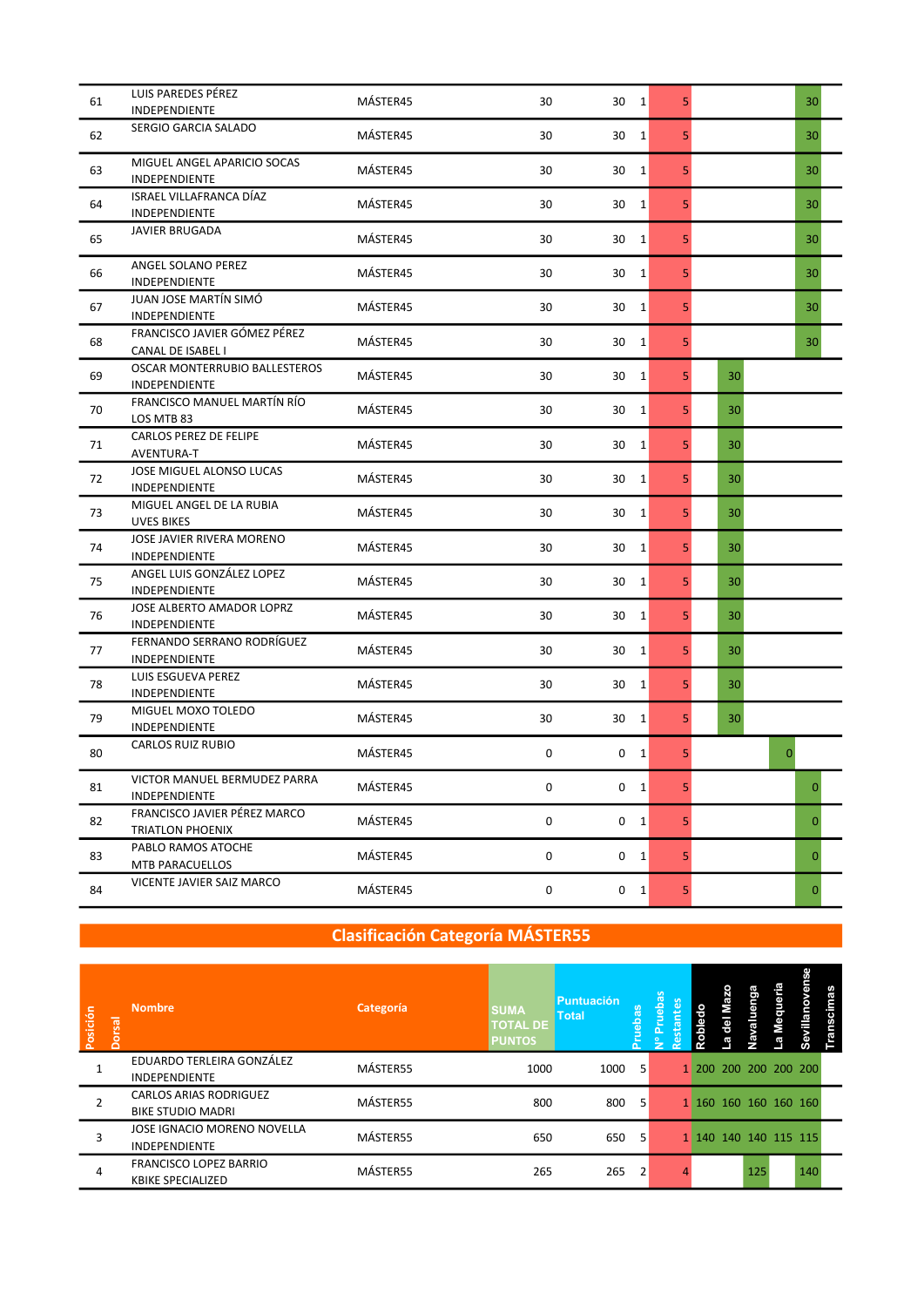| Posición | Dorsal | Nombre | Categoría | SUMA TOTAL DE PUNTOS | Puntuación Total | Pruebas | Nº Pruebas Restantes | Robledo | La del Mazo | Navaluenga | La Mequeria | Sevillanovense | Transcimas |
|---|---|---|---|---|---|---|---|---|---|---|---|---|---|
| 61 | | LUIS PAREDES PÉREZ<br>INDEPENDIENTE | MÁSTER45 | 30 | 30 | 1 | 5 | | | | | 30 | |
| 62 | | SERGIO GARCIA SALADO | MÁSTER45 | 30 | 30 | 1 | 5 | | | | | 30 | |
| 63 | | MIGUEL ANGEL APARICIO SOCAS<br>INDEPENDIENTE | MÁSTER45 | 30 | 30 | 1 | 5 | | | | | 30 | |
| 64 | | ISRAEL VILLAFRANCA DÍAZ<br>INDEPENDIENTE | MÁSTER45 | 30 | 30 | 1 | 5 | | | | | 30 | |
| 65 | | JAVIER BRUGADA | MÁSTER45 | 30 | 30 | 1 | 5 | | | | | 30 | |
| 66 | | ANGEL SOLANO PEREZ<br>INDEPENDIENTE | MÁSTER45 | 30 | 30 | 1 | 5 | | | | | 30 | |
| 67 | | JUAN JOSE MARTÍN SIMÓ<br>INDEPENDIENTE | MÁSTER45 | 30 | 30 | 1 | 5 | | | | | 30 | |
| 68 | | FRANCISCO JAVIER GÓMEZ PÉREZ<br>CANAL DE ISABEL I | MÁSTER45 | 30 | 30 | 1 | 5 | | | | | 30 | |
| 69 | | OSCAR MONTERRUBIO BALLESTEROS<br>INDEPENDIENTE | MÁSTER45 | 30 | 30 | 1 | 5 | | 30 | | | | |
| 70 | | FRANCISCO MANUEL MARTÍN RÍO<br>LOS MTB 83 | MÁSTER45 | 30 | 30 | 1 | 5 | | 30 | | | | |
| 71 | | CARLOS PEREZ DE FELIPE<br>AVENTURA-T | MÁSTER45 | 30 | 30 | 1 | 5 | | 30 | | | | |
| 72 | | JOSE MIGUEL ALONSO LUCAS<br>INDEPENDIENTE | MÁSTER45 | 30 | 30 | 1 | 5 | | 30 | | | | |
| 73 | | MIGUEL ANGEL DE LA RUBIA<br>UVES BIKES | MÁSTER45 | 30 | 30 | 1 | 5 | | 30 | | | | |
| 74 | | JOSE JAVIER RIVERA MORENO<br>INDEPENDIENTE | MÁSTER45 | 30 | 30 | 1 | 5 | | 30 | | | | |
| 75 | | ANGEL LUIS GONZÁLEZ LOPEZ<br>INDEPENDIENTE | MÁSTER45 | 30 | 30 | 1 | 5 | | 30 | | | | |
| 76 | | JOSE ALBERTO AMADOR LOPRZ<br>INDEPENDIENTE | MÁSTER45 | 30 | 30 | 1 | 5 | | 30 | | | | |
| 77 | | FERNANDO SERRANO RODRÍGUEZ<br>INDEPENDIENTE | MÁSTER45 | 30 | 30 | 1 | 5 | | 30 | | | | |
| 78 | | LUIS ESGUEVA PEREZ<br>INDEPENDIENTE | MÁSTER45 | 30 | 30 | 1 | 5 | | 30 | | | | |
| 79 | | MIGUEL MOXO TOLEDO<br>INDEPENDIENTE | MÁSTER45 | 30 | 30 | 1 | 5 | | 30 | | | | |
| 80 | | CARLOS RUIZ RUBIO | MÁSTER45 | 0 | 0 | 1 | 5 | | | | 0 | | |
| 81 | | VICTOR MANUEL BERMUDEZ PARRA<br>INDEPENDIENTE | MÁSTER45 | 0 | 0 | 1 | 5 | | | | | 0 | |
| 82 | | FRANCISCO JAVIER PÉREZ MARCO<br>TRIATLON PHOENIX | MÁSTER45 | 0 | 0 | 1 | 5 | | | | | 0 | |
| 83 | | PABLO RAMOS ATOCHE<br>MTB PARACUELLOS | MÁSTER45 | 0 | 0 | 1 | 5 | | | | | 0 | |
| 84 | | VICENTE JAVIER SAIZ MARCO | MÁSTER45 | 0 | 0 | 1 | 5 | | | | | 0 | |

## Clasificación Categoría MÁSTER55

| Posición | Dorsal | Nombre | Categoría | SUMA TOTAL DE PUNTOS | Puntuación Total | Pruebas | Nº Pruebas Restantes | Robledo | La del Mazo | Navaluenga | La Mequeria | Sevillanovense | Transcimas |
|---|---|---|---|---|---|---|---|---|---|---|---|---|---|
| 1 | | EDUARDO TERLEIRA GONZÁLEZ<br>INDEPENDIENTE | MÁSTER55 | 1000 | 1000 | 5 | 1 | 200 | 200 | 200 | 200 | 200 | |
| 2 | | CARLOS ARIAS RODRIGUEZ<br>BIKE STUDIO MADRI | MÁSTER55 | 800 | 800 | 5 | 1 | 160 | 160 | 160 | 160 | 160 | |
| 3 | | JOSE IGNACIO MORENO NOVELLA<br>INDEPENDIENTE | MÁSTER55 | 650 | 650 | 5 | 1 | 140 | 140 | 140 | 115 | 115 | |
| 4 | | FRANCISCO LOPEZ BARRIO<br>KBIKE SPECIALIZED | MÁSTER55 | 265 | 265 | 2 | 4 | | | 125 | | 140 | |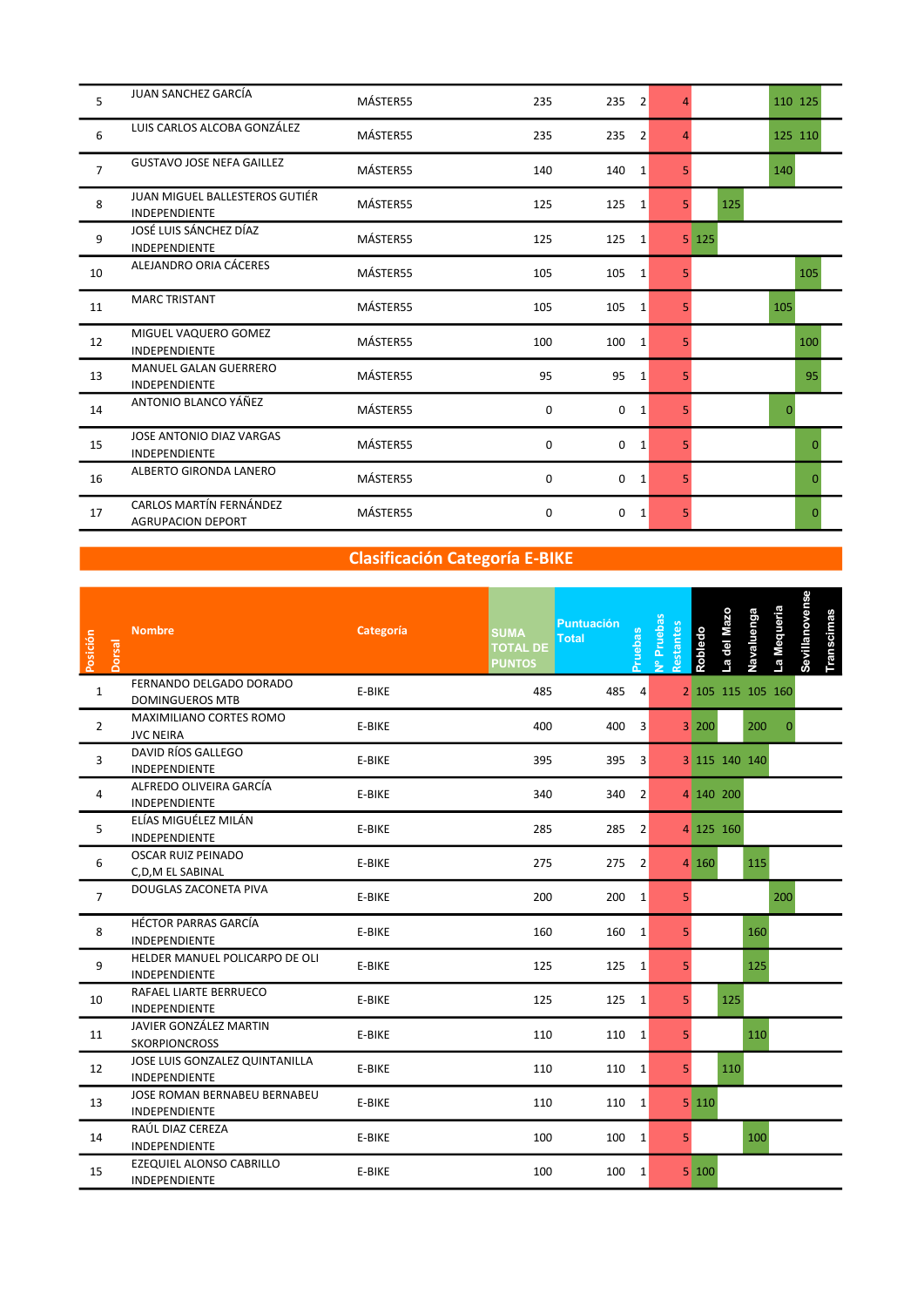| Posición | Dorsal | Nombre | Categoría | SUMA TOTAL DE PUNTOS | Puntuación Total | Pruebas | Nº Pruebas Restantes | Robledo | La del Mazo | Navaluenga | La Mequeria | Sevillanovense | Transcimas |
|---|---|---|---|---|---|---|---|---|---|---|---|---|---|
| 5 | | JUAN SANCHEZ GARCÍA | MÁSTER55 | 235 | 235 | 2 | 4 | | | | 110 | 125 | |
| 6 | | LUIS CARLOS ALCOBA GONZÁLEZ | MÁSTER55 | 235 | 235 | 2 | 4 | | | | 125 | 110 | |
| 7 | | GUSTAVO JOSE NEFA GAILLEZ | MÁSTER55 | 140 | 140 | 1 | 5 | | | | 140 | | |
| 8 | | JUAN MIGUEL BALLESTEROS GUTIÉR<br>INDEPENDIENTE | MÁSTER55 | 125 | 125 | 1 | 5 | | 125 | | | | |
| 9 | | JOSÉ LUIS SÁNCHEZ DÍAZ<br>INDEPENDIENTE | MÁSTER55 | 125 | 125 | 1 | 5 | 125 | | | | | |
| 10 | | ALEJANDRO ORIA CÁCERES | MÁSTER55 | 105 | 105 | 1 | 5 | | | | | 105 | |
| 11 | | MARC TRISTANT | MÁSTER55 | 105 | 105 | 1 | 5 | | | | 105 | | |
| 12 | | MIGUEL VAQUERO GOMEZ<br>INDEPENDIENTE | MÁSTER55 | 100 | 100 | 1 | 5 | | | | | 100 | |
| 13 | | MANUEL GALAN GUERRERO<br>INDEPENDIENTE | MÁSTER55 | 95 | 95 | 1 | 5 | | | | | 95 | |
| 14 | | ANTONIO BLANCO YÁÑEZ | MÁSTER55 | 0 | 0 | 1 | 5 | | | | 0 | | |
| 15 | | JOSE ANTONIO DIAZ VARGAS<br>INDEPENDIENTE | MÁSTER55 | 0 | 0 | 1 | 5 | | | | | 0 | |
| 16 | | ALBERTO GIRONDA LANERO | MÁSTER55 | 0 | 0 | 1 | 5 | | | | | 0 | |
| 17 | | CARLOS MARTÍN FERNÁNDEZ<br>AGRUPACION DEPORT | MÁSTER55 | 0 | 0 | 1 | 5 | | | | | 0 | |

## Clasificación Categoría E-BIKE

| Posición | Dorsal | Nombre | Categoría | SUMA TOTAL DE PUNTOS | Puntuación Total | Pruebas | Nº Pruebas Restantes | Robledo | La del Mazo | Navaluenga | La Mequeria | Sevillanovense | Transcimas |
|---|---|---|---|---|---|---|---|---|---|---|---|---|---|
| 1 | | FERNANDO DELGADO DORADO<br>DOMINGUEROS MTB | E-BIKE | 485 | 485 | 4 | 2 | 105 | 115 | 105 | 160 | | |
| 2 | | MAXIMILIANO CORTES ROMO<br>JVC NEIRA | E-BIKE | 400 | 400 | 3 | 3 | 200 | | 200 | 0 | | |
| 3 | | DAVID RÍOS GALLEGO<br>INDEPENDIENTE | E-BIKE | 395 | 395 | 3 | 3 | 115 | 140 | 140 | | | |
| 4 | | ALFREDO OLIVEIRA GARCÍA<br>INDEPENDIENTE | E-BIKE | 340 | 340 | 2 | 4 | 140 | 200 | | | | |
| 5 | | ELÍAS MIGUÉLEZ MILÁN<br>INDEPENDIENTE | E-BIKE | 285 | 285 | 2 | 4 | 125 | 160 | | | | |
| 6 | | OSCAR RUIZ PEINADO<br>C,D,M EL SABINAL | E-BIKE | 275 | 275 | 2 | 4 | 160 | | 115 | | | |
| 7 | | DOUGLAS ZACONETA PIVA | E-BIKE | 200 | 200 | 1 | 5 | | | | 200 | | |
| 8 | | HÉCTOR PARRAS GARCÍA<br>INDEPENDIENTE | E-BIKE | 160 | 160 | 1 | 5 | | | 160 | | | |
| 9 | | HELDER MANUEL POLICARPO DE OLI<br>INDEPENDIENTE | E-BIKE | 125 | 125 | 1 | 5 | | | 125 | | | |
| 10 | | RAFAEL LIARTE BERRUECO<br>INDEPENDIENTE | E-BIKE | 125 | 125 | 1 | 5 | | 125 | | | | |
| 11 | | JAVIER GONZÁLEZ MARTIN<br>SKORPIONCROSS | E-BIKE | 110 | 110 | 1 | 5 | | | 110 | | | |
| 12 | | JOSE LUIS GONZALEZ QUINTANILLA<br>INDEPENDIENTE | E-BIKE | 110 | 110 | 1 | 5 | | 110 | | | | |
| 13 | | JOSE ROMAN BERNABEU BERNABEU<br>INDEPENDIENTE | E-BIKE | 110 | 110 | 1 | 5 | 110 | | | | | |
| 14 | | RAÚL DIAZ CEREZA<br>INDEPENDIENTE | E-BIKE | 100 | 100 | 1 | 5 | | | 100 | | | |
| 15 | | EZEQUIEL ALONSO CABRILLO<br>INDEPENDIENTE | E-BIKE | 100 | 100 | 1 | 5 | 100 | | | | | |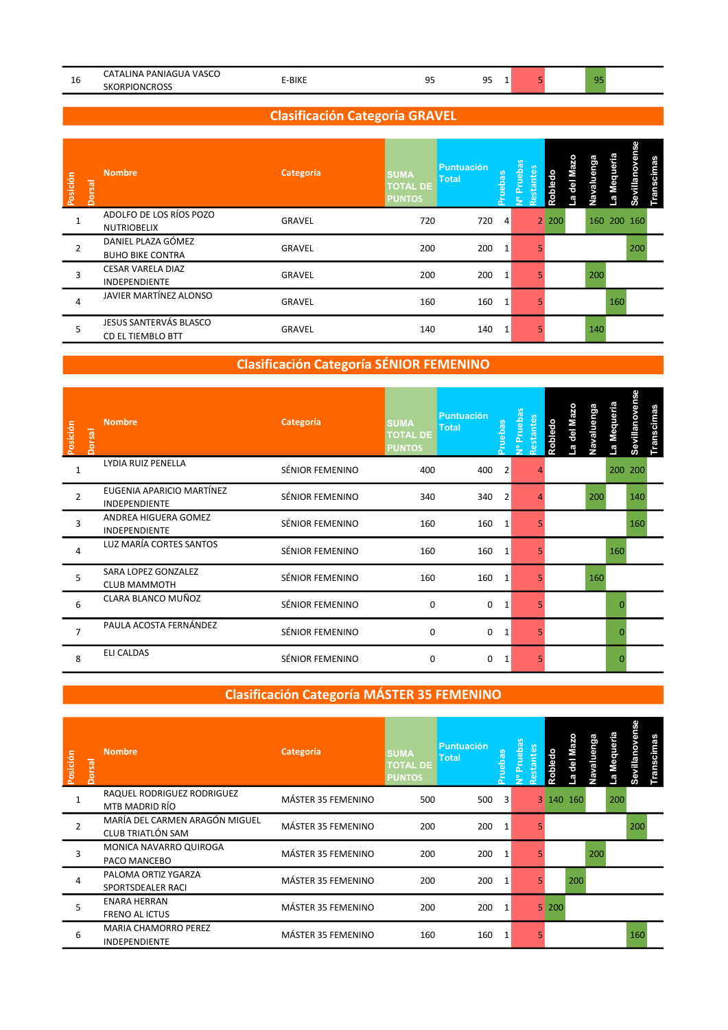| Posición | Dorsal | Nombre | Categoría | SUMA TOTAL DE PUNTOS | Puntuación Total | Pruebas | Nº Pruebas Restantes | Robledo | La del Mazo | Navaluenga | La Mequeria | Sevillanovense | Transcimas |
|---|---|---|---|---|---|---|---|---|---|---|---|---|---|
| 16 | | CATALINA PANIAGUA VASCO<br>SKORPIONCROSS | E-BIKE | 95 | 95 | 1 | 5 | | | 95 | | | |

## Clasificación Categoría GRAVEL

| Posición | Dorsal | Nombre | Categoría | SUMA TOTAL DE PUNTOS | Puntuación Total | Pruebas | Nº Pruebas Restantes | Robledo | La del Mazo | Navaluenga | La Mequeria | Sevillanovense | Transcimas |
|---|---|---|---|---|---|---|---|---|---|---|---|---|---|
| 1 | | ADOLFO DE LOS RÍOS POZO<br>NUTRIOBELIX | GRAVEL | 720 | 720 | 4 | 2 | 200 | | 160 | 200 | 160 | |
| 2 | | DANIEL PLAZA GÓMEZ<br>BUHO BIKE CONTRA | GRAVEL | 200 | 200 | 1 | 5 | | | | | 200 | |
| 3 | | CESAR VARELA DIAZ<br>INDEPENDIENTE | GRAVEL | 200 | 200 | 1 | 5 | | | 200 | | | |
| 4 | | JAVIER MARTÍNEZ ALONSO | GRAVEL | 160 | 160 | 1 | 5 | | | | 160 | | |
| 5 | | JESUS SANTERVÁS BLASCO<br>CD EL TIEMBLO BTT | GRAVEL | 140 | 140 | 1 | 5 | | | 140 | | | |

## Clasificación Categoría SÉNIOR FEMENINO

| Posición | Dorsal | Nombre | Categoría | SUMA TOTAL DE PUNTOS | Puntuación Total | Pruebas | Nº Pruebas Restantes | Robledo | La del Mazo | Navaluenga | La Mequeria | Sevillanovense | Transcimas |
|---|---|---|---|---|---|---|---|---|---|---|---|---|---|
| 1 | | LYDIA RUIZ PENELLA | SÉNIOR FEMENINO | 400 | 400 | 2 | 4 | | | | 200 | 200 | |
| 2 | | EUGENIA APARICIO MARTÍNEZ<br>INDEPENDIENTE | SÉNIOR FEMENINO | 340 | 340 | 2 | 4 | | | 200 | | 140 | |
| 3 | | ANDREA HIGUERA GOMEZ<br>INDEPENDIENTE | SÉNIOR FEMENINO | 160 | 160 | 1 | 5 | | | | | 160 | |
| 4 | | LUZ MARÍA CORTES SANTOS | SÉNIOR FEMENINO | 160 | 160 | 1 | 5 | | | | 160 | | |
| 5 | | SARA LOPEZ GONZALEZ<br>CLUB MAMMOTH | SÉNIOR FEMENINO | 160 | 160 | 1 | 5 | | | 160 | | | |
| 6 | | CLARA BLANCO MUÑOZ | SÉNIOR FEMENINO | 0 | 0 | 1 | 5 | | | | 0 | | |
| 7 | | PAULA ACOSTA FERNÁNDEZ | SÉNIOR FEMENINO | 0 | 0 | 1 | 5 | | | | 0 | | |
| 8 | | ELI CALDAS | SÉNIOR FEMENINO | 0 | 0 | 1 | 5 | | | | 0 | | |

## Clasificación Categoría MÁSTER 35 FEMENINO

| Posición | Dorsal | Nombre | Categoría | SUMA TOTAL DE PUNTOS | Puntuación Total | Pruebas | Nº Pruebas Restantes | Robledo | La del Mazo | Navaluenga | La Mequeria | Sevillanovense | Transcimas |
|---|---|---|---|---|---|---|---|---|---|---|---|---|---|
| 1 | | RAQUEL RODRIGUEZ RODRIGUEZ<br>MTB MADRID RÍO | MÁSTER 35 FEMENINO | 500 | 500 | 3 | 3 | 140 | 160 | | 200 | | |
| 2 | | MARÍA DEL CARMEN ARAGÓN MIGUEL<br>CLUB TRIATLÓN SAM | MÁSTER 35 FEMENINO | 200 | 200 | 1 | 5 | | | | | 200 | |
| 3 | | MONICA NAVARRO QUIROGA<br>PACO MANCEBO | MÁSTER 35 FEMENINO | 200 | 200 | 1 | 5 | | | 200 | | | |
| 4 | | PALOMA ORTIZ YGARZA<br>SPORTSDEALER RACI | MÁSTER 35 FEMENINO | 200 | 200 | 1 | 5 | | 200 | | | | |
| 5 | | ENARA HERRAN<br>FRENO AL ICTUS | MÁSTER 35 FEMENINO | 200 | 200 | 1 | 5 | 200 | | | | | |
| 6 | | MARIA CHAMORRO PEREZ<br>INDEPENDIENTE | MÁSTER 35 FEMENINO | 160 | 160 | 1 | 5 | | | | | 160 | |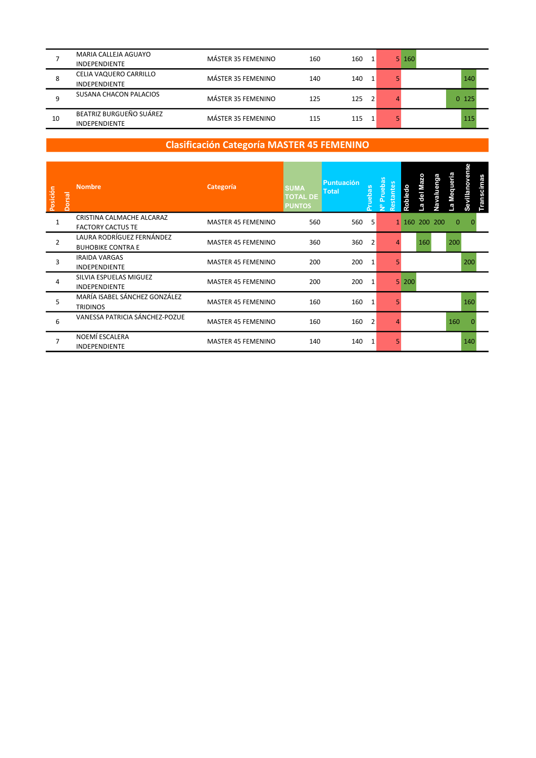| | | | | | | | | | | | | | |
|---|---|---|---|---|---|---|---|---|---|---|---|---|---|
| 7 | | MARIA CALLEJA AGUAYO INDEPENDIENTE | MÁSTER 35 FEMENINO | 160 | 160 | 1 | 5 | 160 | | | | | |
| 8 | | CELIA VAQUERO CARRILLO INDEPENDIENTE | MÁSTER 35 FEMENINO | 140 | 140 | 1 | 5 | | | | | 140 | |
| 9 | | SUSANA CHACON PALACIOS | MÁSTER 35 FEMENINO | 125 | 125 | 2 | 4 | | | | 0 | 125 | |
| 10 | | BEATRIZ BURGUEÑO SUÁREZ INDEPENDIENTE | MÁSTER 35 FEMENINO | 115 | 115 | 1 | 5 | | | | | 115 | |

## Clasificación Categoría MASTER 45 FEMENINO

| Posición | Dorsal | Nombre | Categoría | SUMA TOTAL DE PUNTOS | Puntuación Total | Pruebas | Nº Pruebas Restantes | Robledo | La del Mazo | Navaluenga | La Mequeria | Sevillanovense | Transcimas |
|---|---|---|---|---|---|---|---|---|---|---|---|---|---|
| 1 | | CRISTINA CALMACHE ALCARAZ FACTORY CACTUS TE | MASTER 45 FEMENINO | 560 | 560 | 5 | 1 | 160 | 200 | 200 | 0 | 0 | |
| 2 | | LAURA RODRÍGUEZ FERNÁNDEZ BUHOBIKE CONTRA E | MASTER 45 FEMENINO | 360 | 360 | 2 | 4 | | 160 | | 200 | | |
| 3 | | IRAIDA VARGAS INDEPENDIENTE | MASTER 45 FEMENINO | 200 | 200 | 1 | 5 | | | | | 200 | |
| 4 | | SILVIA ESPUELAS MIGUEZ INDEPENDIENTE | MASTER 45 FEMENINO | 200 | 200 | 1 | 5 | 200 | | | | | |
| 5 | | MARÍA ISABEL SÁNCHEZ GONZÁLEZ TRIDINOS | MASTER 45 FEMENINO | 160 | 160 | 1 | 5 | | | | | 160 | |
| 6 | | VANESSA PATRICIA SÁNCHEZ-POZUE | MASTER 45 FEMENINO | 160 | 160 | 2 | 4 | | | | 160 | 0 | |
| 7 | | NOEMÍ ESCALERA INDEPENDIENTE | MASTER 45 FEMENINO | 140 | 140 | 1 | 5 | | | | | 140 | |